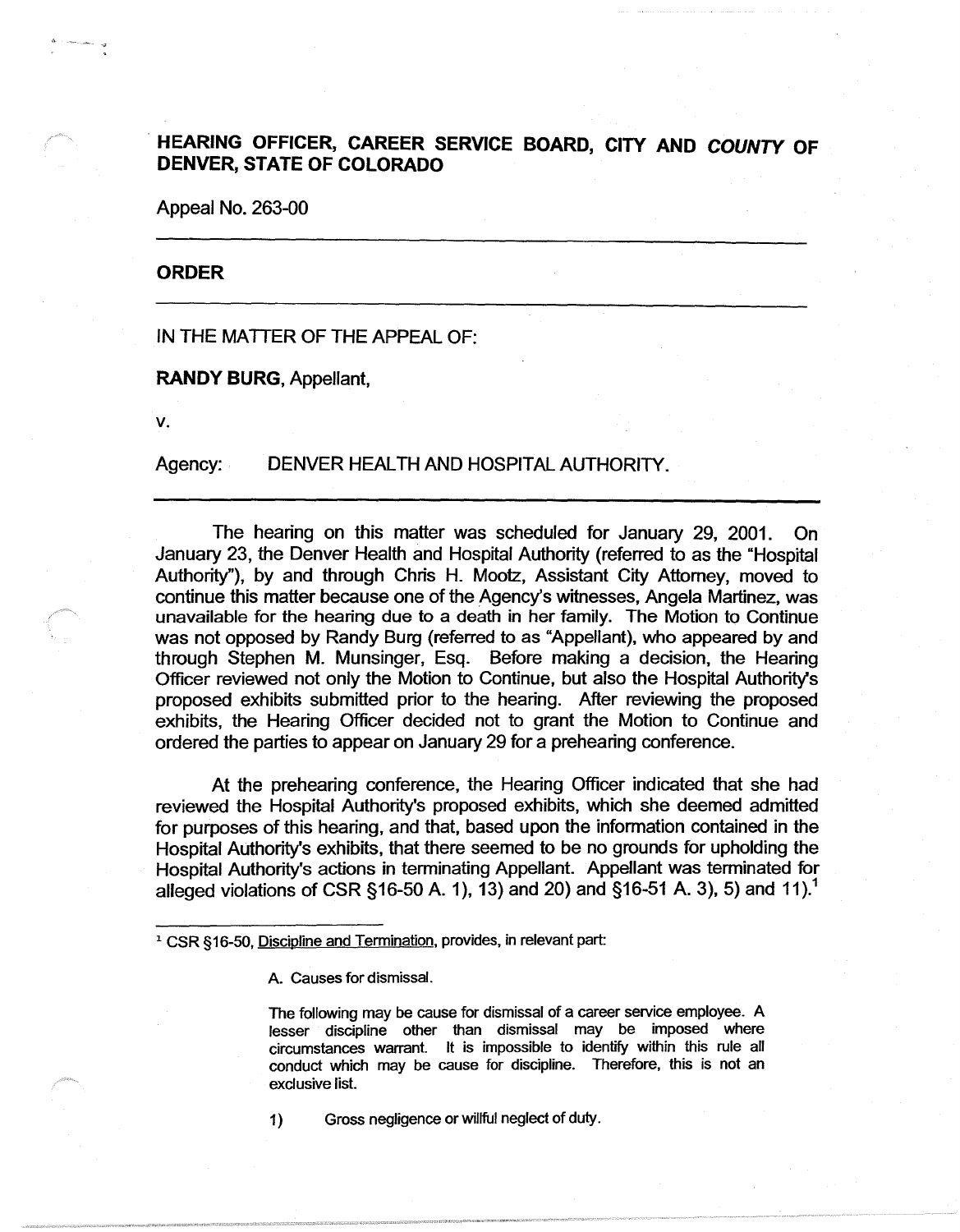# HEARING OFFICER, CAREER SERVICE BOARD, CITY AND *COUNTY* OF DENVER, STATE OF COLORADO

Appeal No. 263-00

---

## ORDER

---

IN THE MATTER OF THE APPEAL OF:

**RANDY BURG**, Appellant,

v.

Agency: DENVER HEALTH AND HOSPITAL AUTHORITY.

---

The hearing on this matter was scheduled for January 29, 2001. On January 23, the Denver Health and Hospital Authority (referred to as the "Hospital Authority"), by and through Chris H. Mootz, Assistant City Attorney, moved to continue this matter because one of the Agency's witnesses, Angela Martinez, was unavailable for the hearing due to a death in her family. The Motion to Continue was not opposed by Randy Burg (referred to as "Appellant), who appeared by and through Stephen M. Munsinger, Esq. Before making a decision, the Hearing Officer reviewed not only the Motion to Continue, but also the Hospital Authority's proposed exhibits submitted prior to the hearing. After reviewing the proposed exhibits, the Hearing Officer decided not to grant the Motion to Continue and ordered the parties to appear on January 29 for a prehearing conference.

At the prehearing conference, the Hearing Officer indicated that she had reviewed the Hospital Authority's proposed exhibits, which she deemed admitted for purposes of this hearing, and that, based upon the information contained in the Hospital Authority's exhibits, that there seemed to be no grounds for upholding the Hospital Authority's actions in terminating Appellant. Appellant was terminated for alleged violations of CSR §16-50 A. 1), 13) and 20) and §16-51 A. 3), 5) and 11).[1]

---

[1] CSR §16-50, Discipline and Termination, provides, in relevant part:

> A. Causes for dismissal.
>
> The following may be cause for dismissal of a career service employee. A lesser discipline other than dismissal may be imposed where circumstances warrant. It is impossible to identify within this rule all conduct which may be cause for discipline. Therefore, this is not an exclusive list.
>
> 1) Gross negligence or willful neglect of duty.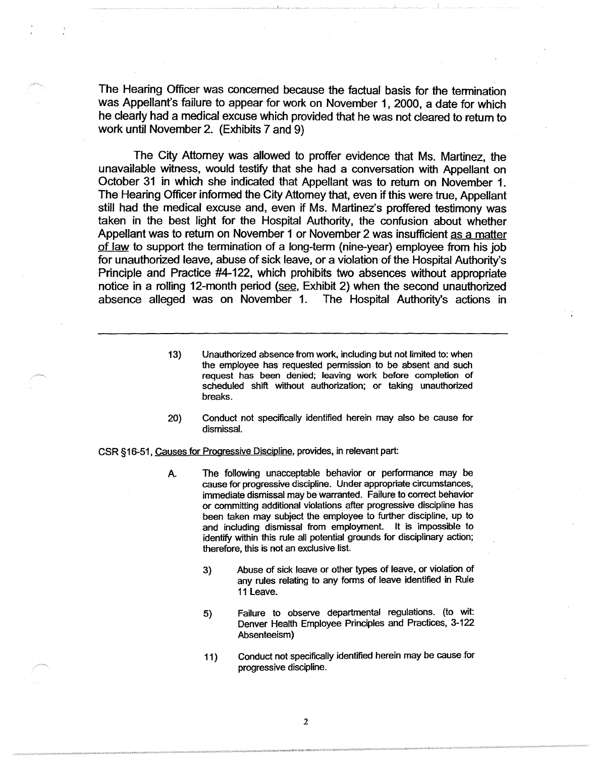The Hearing Officer was concerned because the factual basis for the termination was Appellant's failure to appear for work on November 1, 2000, a date for which he clearly had a medical excuse which provided that he was not cleared to return to work until November 2. (Exhibits 7 and 9)

The City Attorney was allowed to proffer evidence that Ms. Martinez, the unavailable witness, would testify that she had a conversation with Appellant on October 31 in which she indicated that Appellant was to return on November 1. The Hearing Officer informed the City Attorney that, even if this were true, Appellant still had the medical excuse and, even if Ms. Martinez's proffered testimony was taken in the best light for the Hospital Authority, the confusion about whether Appellant was to return on November 1 or November 2 was insufficient <u>as a matter of law</u> to support the termination of a long-term (nine-year) employee from his job for unauthorized leave, abuse of sick leave, or a violation of the Hospital Authority's Principle and Practice #4-122, which prohibits two absences without appropriate notice in a rolling 12-month period (<u>see</u>, Exhibit 2) when the second unauthorized absence alleged was on November 1. The Hospital Authority's actions in

---

> 13) Unauthorized absence from work, including but not limited to: when the employee has requested permission to be absent and such request has been denied; leaving work before completion of scheduled shift without authorization; or taking unauthorized breaks.
>
> 20) Conduct not specifically identified herein may also be cause for dismissal.

CSR §16-51, <u>Causes for Progressive Discipline</u>, provides, in relevant part:

> A. The following unacceptable behavior or performance may be cause for progressive discipline. Under appropriate circumstances, immediate dismissal may be warranted. Failure to correct behavior or committing additional violations after progressive discipline has been taken may subject the employee to further discipline, up to and including dismissal from employment. It is impossible to identify within this rule all potential grounds for disciplinary action; therefore, this is not an exclusive list.
>
> 3) Abuse of sick leave or other types of leave, or violation of any rules relating to any forms of leave identified in Rule 11 Leave.
>
> 5) Failure to observe departmental regulations. (to wit: Denver Health Employee Principles and Practices, 3-122 Absenteeism)
>
> 11) Conduct not specifically identified herein may be cause for progressive discipline.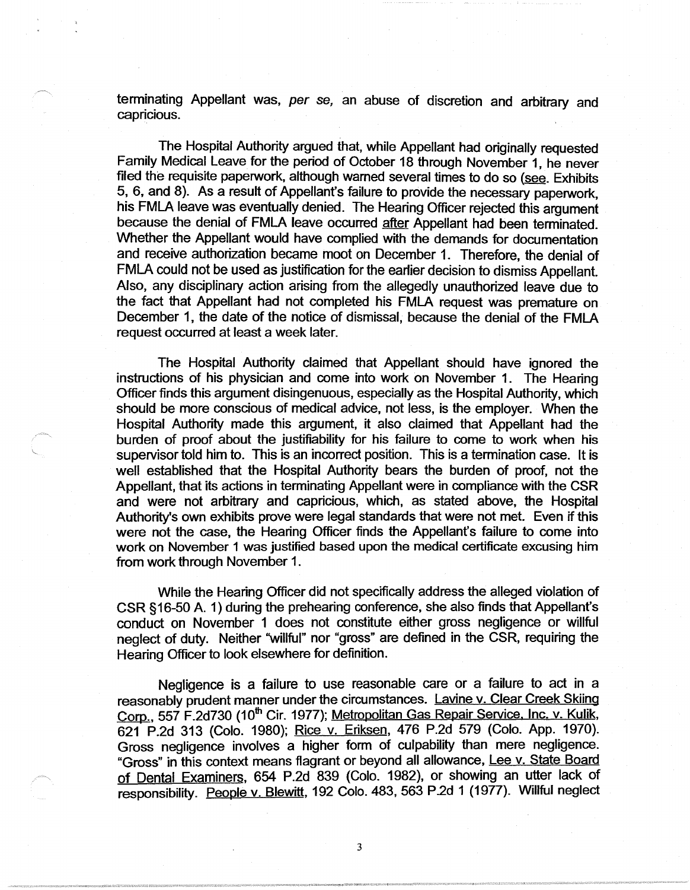terminating Appellant was, *per se,* an abuse of discretion and arbitrary and capricious.

The Hospital Authority argued that, while Appellant had originally requested Family Medical Leave for the period of October 18 through November 1, he never filed the requisite paperwork, although warned several times to do so (see. Exhibits 5, 6, and 8). As a result of Appellant's failure to provide the necessary paperwork, his FMLA leave was eventually denied. The Hearing Officer rejected this argument because the denial of FMLA leave occurred after Appellant had been terminated. Whether the Appellant would have complied with the demands for documentation and receive authorization became moot on December 1. Therefore, the denial of FMLA could not be used as justification for the earlier decision to dismiss Appellant. Also, any disciplinary action arising from the allegedly unauthorized leave due to the fact that Appellant had not completed his FMLA request was premature on December 1, the date of the notice of dismissal, because the denial of the FMLA request occurred at least a week later.

The Hospital Authority claimed that Appellant should have ignored the instructions of his physician and come into work on November 1. The Hearing Officer finds this argument disingenuous, especially as the Hospital Authority, which should be more conscious of medical advice, not less, is the employer. When the Hospital Authority made this argument, it also claimed that Appellant had the burden of proof about the justifiability for his failure to come to work when his supervisor told him to. This is an incorrect position. This is a termination case. It is well established that the Hospital Authority bears the burden of proof, not the Appellant, that its actions in terminating Appellant were in compliance with the CSR and were not arbitrary and capricious, which, as stated above, the Hospital Authority's own exhibits prove were legal standards that were not met. Even if this were not the case, the Hearing Officer finds the Appellant's failure to come into work on November 1 was justified based upon the medical certificate excusing him from work through November 1.

While the Hearing Officer did not specifically address the alleged violation of CSR §16-50 A. 1) during the prehearing conference, she also finds that Appellant's conduct on November 1 does not constitute either gross negligence or willful neglect of duty. Neither "willful" nor "gross" are defined in the CSR, requiring the Hearing Officer to look elsewhere for definition.

Negligence is a failure to use reasonable care or a failure to act in a reasonably prudent manner under the circumstances. Lavine v. Clear Creek Skiing Corp., 557 F.2d730 (10th Cir. 1977); Metropolitan Gas Repair Service, Inc. v. Kulik, 621 P.2d 313 (Colo. 1980); Rice v. Eriksen, 476 P.2d 579 (Colo. App. 1970). Gross negligence involves a higher form of culpability than mere negligence. "Gross" in this context means flagrant or beyond all allowance, Lee v. State Board of Dental Examiners, 654 P.2d 839 (Colo. 1982), or showing an utter lack of responsibility. People v. Blewitt, 192 Colo. 483, 563 P.2d 1 (1977). Willful neglect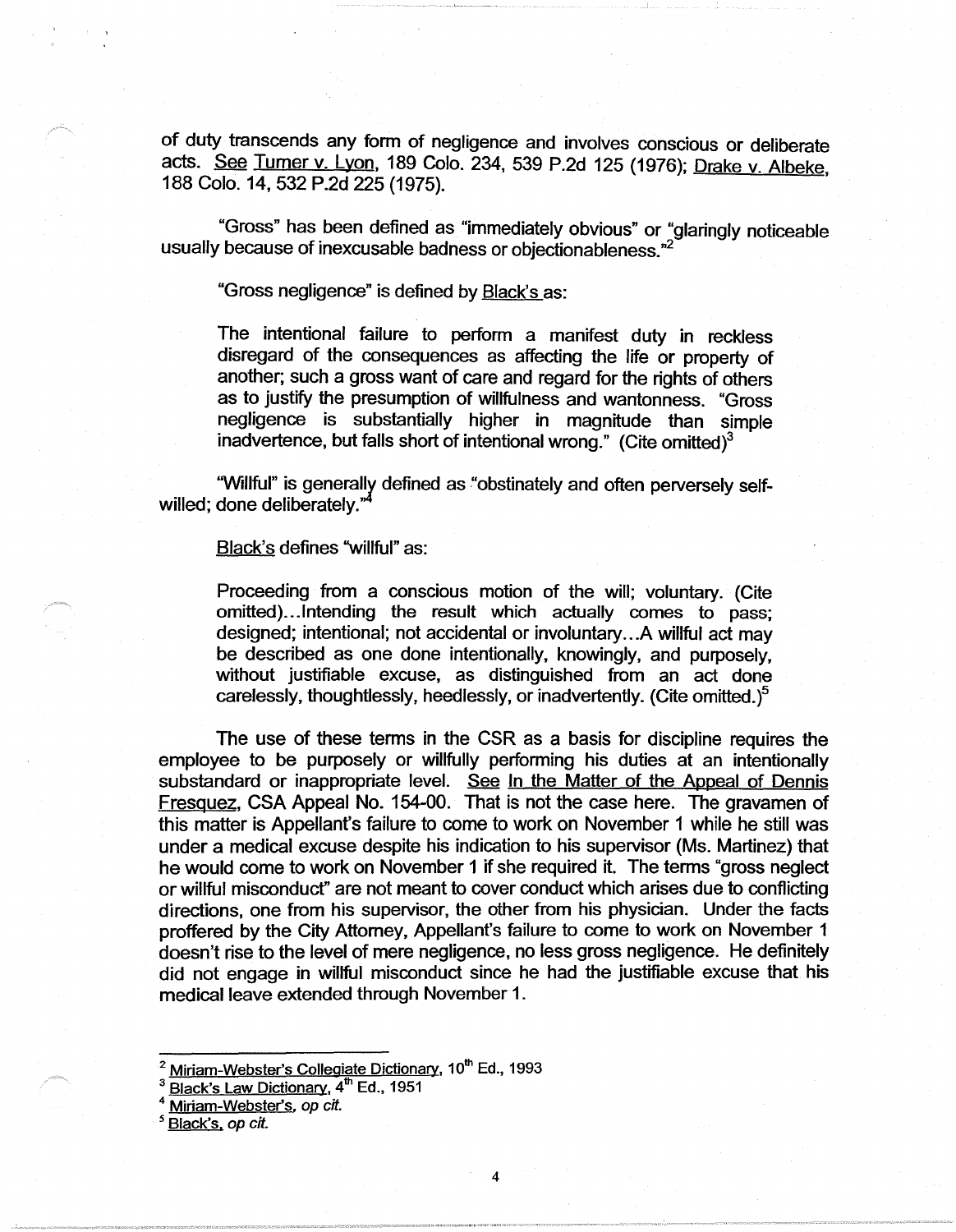of duty transcends any form of negligence and involves conscious or deliberate acts. See Turner v. Lyon, 189 Colo. 234, 539 P.2d 125 (1976); Drake v. Albeke, 188 Colo. 14, 532 P.2d 225 (1975).

"Gross" has been defined as "immediately obvious" or "glaringly noticeable usually because of inexcusable badness or objectionableness."[2]

"Gross negligence" is defined by Black's as:

> The intentional failure to perform a manifest duty in reckless disregard of the consequences as affecting the life or property of another; such a gross want of care and regard for the rights of others as to justify the presumption of willfulness and wantonness. "Gross negligence is substantially higher in magnitude than simple inadvertence, but falls short of intentional wrong." (Cite omitted)[3]

"Willful" is generally defined as "obstinately and often perversely self-willed; done deliberately."[4]

Black's defines "willful" as:

> Proceeding from a conscious motion of the will; voluntary. (Cite omitted)...Intending the result which actually comes to pass; designed; intentional; not accidental or involuntary...A willful act may be described as one done intentionally, knowingly, and purposely, without justifiable excuse, as distinguished from an act done carelessly, thoughtlessly, heedlessly, or inadvertently. (Cite omitted.)[5]

The use of these terms in the CSR as a basis for discipline requires the employee to be purposely or willfully performing his duties at an intentionally substandard or inappropriate level. See In the Matter of the Appeal of Dennis Fresquez, CSA Appeal No. 154-00. That is not the case here. The gravamen of this matter is Appellant's failure to come to work on November 1 while he still was under a medical excuse despite his indication to his supervisor (Ms. Martinez) that he would come to work on November 1 if she required it. The terms "gross neglect or willful misconduct" are not meant to cover conduct which arises due to conflicting directions, one from his supervisor, the other from his physician. Under the facts proffered by the City Attorney, Appellant's failure to come to work on November 1 doesn't rise to the level of mere negligence, no less gross negligence. He definitely did not engage in willful misconduct since he had the justifiable excuse that his medical leave extended through November 1.

---

[2] Miriam-Webster's Collegiate Dictionary, 10th Ed., 1993

[3] Black's Law Dictionary, 4th Ed., 1951

[4] Miriam-Webster's, *op cit.*

[5] Black's, *op cit.*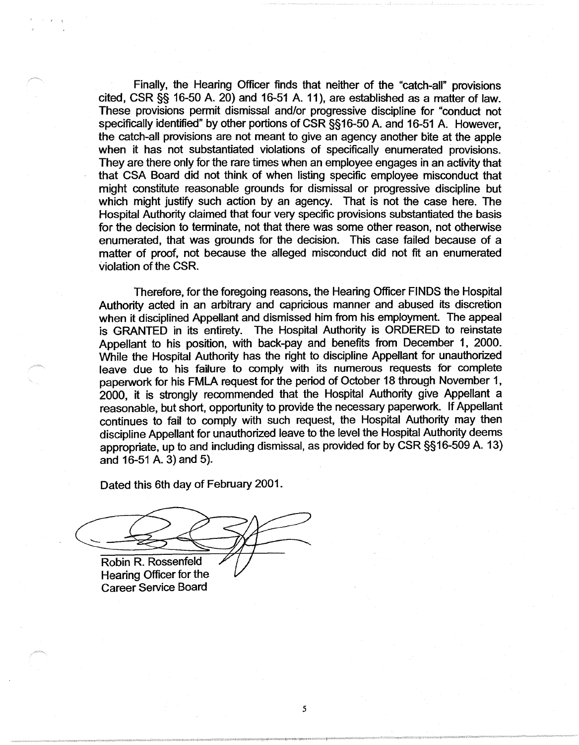Finally, the Hearing Officer finds that neither of the "catch-all" provisions cited, CSR §§ 16-50 A. 20) and 16-51 A. 11), are established as a matter of law. These provisions permit dismissal and/or progressive discipline for "conduct not specifically identified" by other portions of CSR §§16-50 A. and 16-51 A. However, the catch-all provisions are not meant to give an agency another bite at the apple when it has not substantiated violations of specifically enumerated provisions. They are there only for the rare times when an employee engages in an activity that that CSA Board did not think of when listing specific employee misconduct that might constitute reasonable grounds for dismissal or progressive discipline but which might justify such action by an agency. That is not the case here. The Hospital Authority claimed that four very specific provisions substantiated the basis for the decision to terminate, not that there was some other reason, not otherwise enumerated, that was grounds for the decision. This case failed because of a matter of proof, not because the alleged misconduct did not fit an enumerated violation of the CSR.

Therefore, for the foregoing reasons, the Hearing Officer FINDS the Hospital Authority acted in an arbitrary and capricious manner and abused its discretion when it disciplined Appellant and dismissed him from his employment. The appeal is GRANTED in its entirety. The Hospital Authority is ORDERED to reinstate Appellant to his position, with back-pay and benefits from December 1, 2000. While the Hospital Authority has the right to discipline Appellant for unauthorized leave due to his failure to comply with its numerous requests for complete paperwork for his FMLA request for the period of October 18 through November 1, 2000, it is strongly recommended that the Hospital Authority give Appellant a reasonable, but short, opportunity to provide the necessary paperwork. If Appellant continues to fail to comply with such request, the Hospital Authority may then discipline Appellant for unauthorized leave to the level the Hospital Authority deems appropriate, up to and including dismissal, as provided for by CSR §§16-509 A. 13) and 16-51 A. 3) and 5).

Dated this 6th day of February 2001.

Robin R. Rossenfeld
Hearing Officer for the
Career Service Board